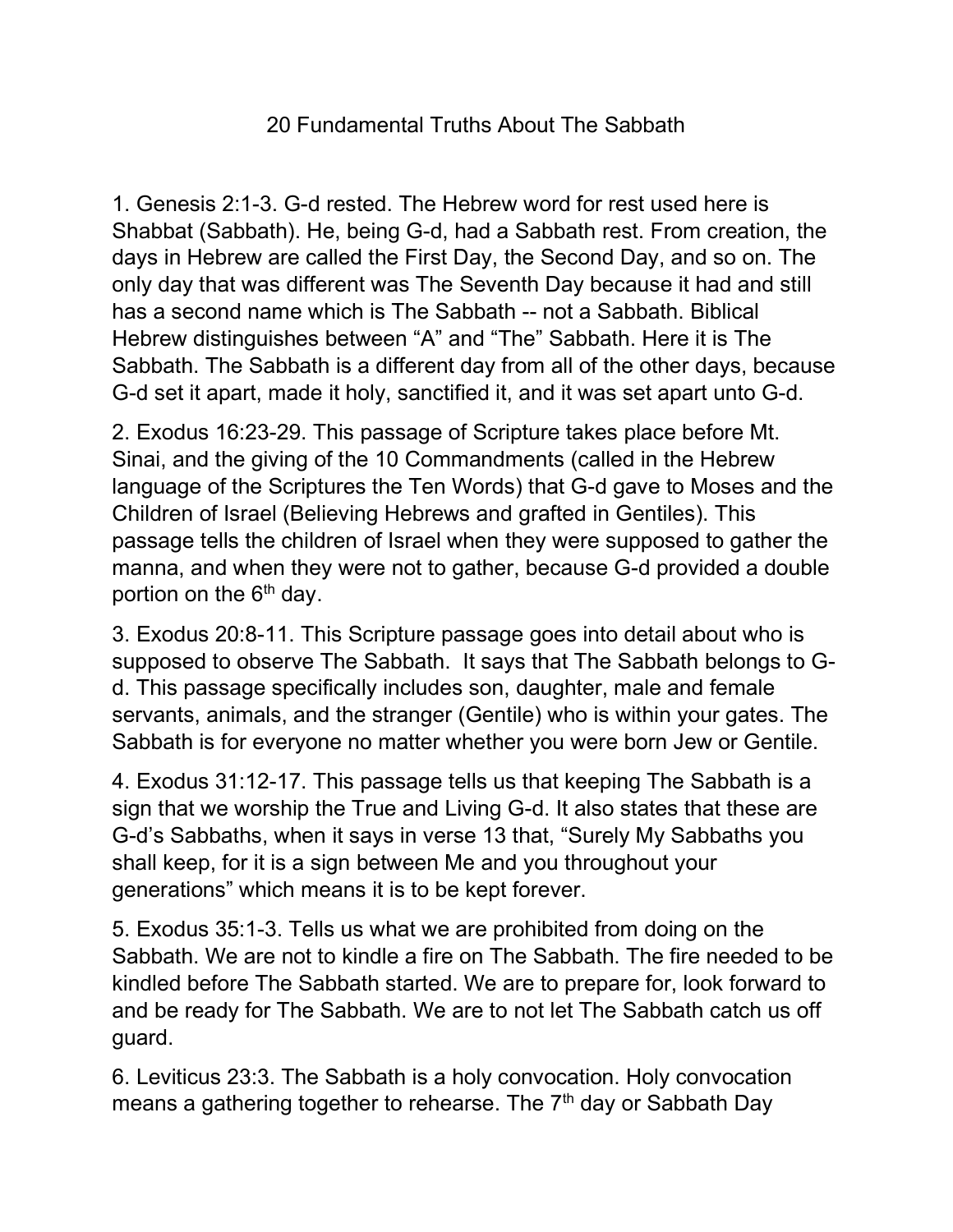# 20 Fundamental Truths About The Sabbath

1. Genesis 2:1-3. G-d rested. The Hebrew word for rest used here is Shabbat (Sabbath). He, being G-d, had a Sabbath rest. From creation, the days in Hebrew are called the First Day, the Second Day, and so on. The only day that was different was The Seventh Day because it had and still has a second name which is The Sabbath -- not a Sabbath. Biblical Hebrew distinguishes between "A" and "The" Sabbath. Here it is The Sabbath. The Sabbath is a different day from all of the other days, because G-d set it apart, made it holy, sanctified it, and it was set apart unto G-d.

2. Exodus 16:23-29. This passage of Scripture takes place before Mt. Sinai, and the giving of the 10 Commandments (called in the Hebrew language of the Scriptures the Ten Words) that G-d gave to Moses and the Children of Israel (Believing Hebrews and grafted in Gentiles). This passage tells the children of Israel when they were supposed to gather the manna, and when they were not to gather, because G-d provided a double portion on the 6th day.

3. Exodus 20:8-11. This Scripture passage goes into detail about who is supposed to observe The Sabbath. It says that The Sabbath belongs to G-d. This passage specifically includes son, daughter, male and female servants, animals, and the stranger (Gentile) who is within your gates. The Sabbath is for everyone no matter whether you were born Jew or Gentile.

4. Exodus 31:12-17. This passage tells us that keeping The Sabbath is a sign that we worship the True and Living G-d. It also states that these are G-d's Sabbaths, when it says in verse 13 that, "Surely My Sabbaths you shall keep, for it is a sign between Me and you throughout your generations" which means it is to be kept forever.

5. Exodus 35:1-3. Tells us what we are prohibited from doing on the Sabbath. We are not to kindle a fire on The Sabbath. The fire needed to be kindled before The Sabbath started. We are to prepare for, look forward to and be ready for The Sabbath. We are to not let The Sabbath catch us off guard.

6. Leviticus 23:3. The Sabbath is a holy convocation. Holy convocation means a gathering together to rehearse. The 7th day or Sabbath Day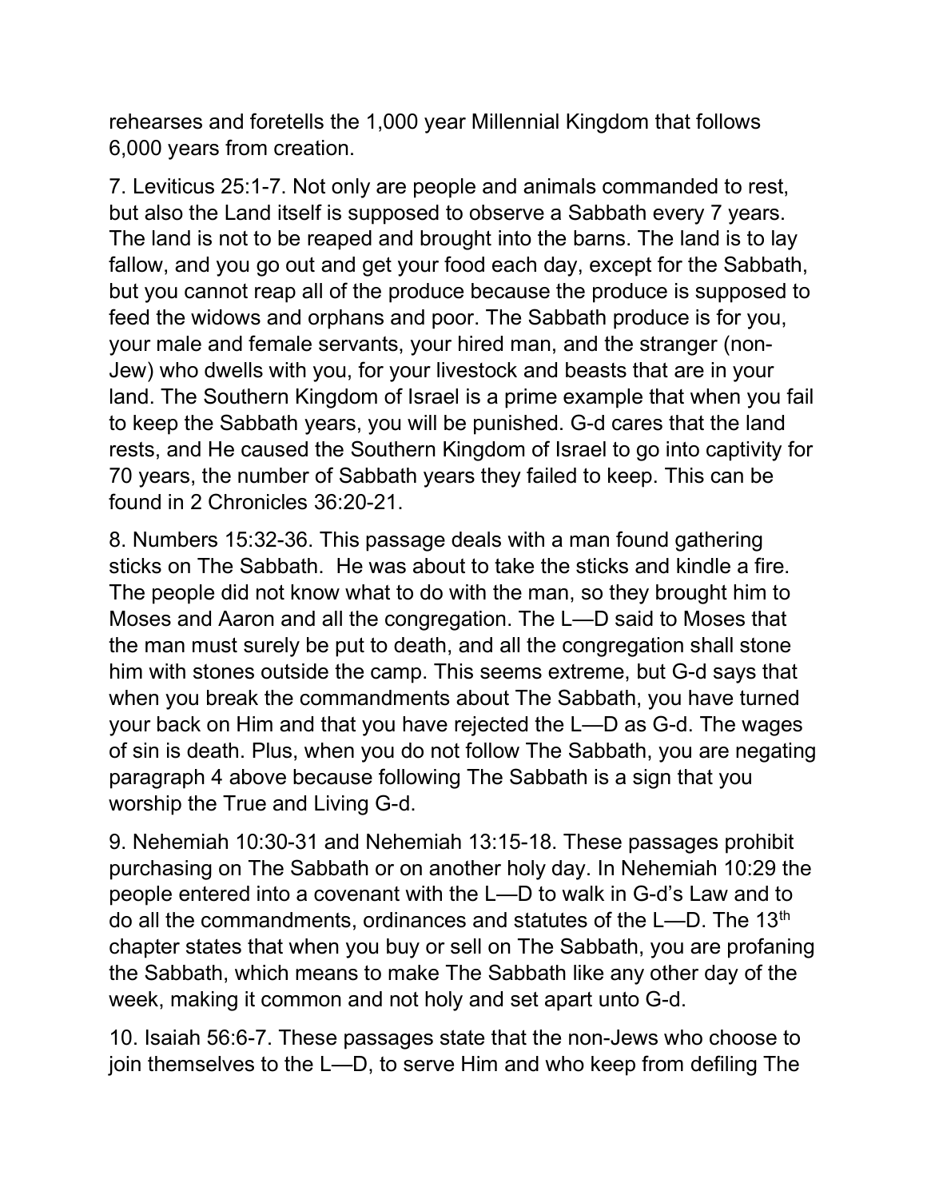rehearses and foretells the 1,000 year Millennial Kingdom that follows 6,000 years from creation.

7. Leviticus 25:1-7. Not only are people and animals commanded to rest, but also the Land itself is supposed to observe a Sabbath every 7 years. The land is not to be reaped and brought into the barns. The land is to lay fallow, and you go out and get your food each day, except for the Sabbath, but you cannot reap all of the produce because the produce is supposed to feed the widows and orphans and poor. The Sabbath produce is for you, your male and female servants, your hired man, and the stranger (non-Jew) who dwells with you, for your livestock and beasts that are in your land. The Southern Kingdom of Israel is a prime example that when you fail to keep the Sabbath years, you will be punished. G-d cares that the land rests, and He caused the Southern Kingdom of Israel to go into captivity for 70 years, the number of Sabbath years they failed to keep. This can be found in 2 Chronicles 36:20-21.

8. Numbers 15:32-36. This passage deals with a man found gathering sticks on The Sabbath. He was about to take the sticks and kindle a fire. The people did not know what to do with the man, so they brought him to Moses and Aaron and all the congregation. The L—D said to Moses that the man must surely be put to death, and all the congregation shall stone him with stones outside the camp. This seems extreme, but G-d says that when you break the commandments about The Sabbath, you have turned your back on Him and that you have rejected the L—D as G-d. The wages of sin is death. Plus, when you do not follow The Sabbath, you are negating paragraph 4 above because following The Sabbath is a sign that you worship the True and Living G-d.

9. Nehemiah 10:30-31 and Nehemiah 13:15-18. These passages prohibit purchasing on The Sabbath or on another holy day. In Nehemiah 10:29 the people entered into a covenant with the L—D to walk in G-d's Law and to do all the commandments, ordinances and statutes of the L—D. The 13th chapter states that when you buy or sell on The Sabbath, you are profaning the Sabbath, which means to make The Sabbath like any other day of the week, making it common and not holy and set apart unto G-d.

10. Isaiah 56:6-7. These passages state that the non-Jews who choose to join themselves to the L—D, to serve Him and who keep from defiling The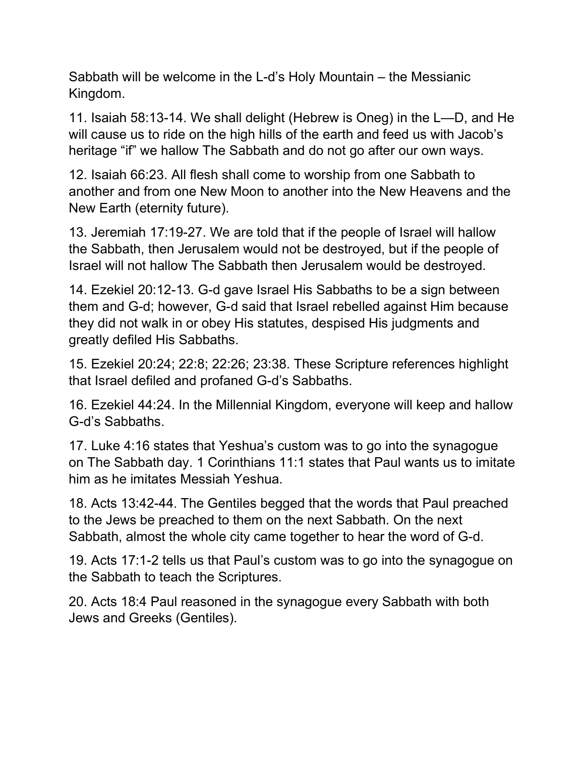Sabbath will be welcome in the L-d's Holy Mountain – the Messianic Kingdom.

11. Isaiah 58:13-14. We shall delight (Hebrew is Oneg) in the L—D, and He will cause us to ride on the high hills of the earth and feed us with Jacob's heritage "if" we hallow The Sabbath and do not go after our own ways.

12. Isaiah 66:23. All flesh shall come to worship from one Sabbath to another and from one New Moon to another into the New Heavens and the New Earth (eternity future).

13. Jeremiah 17:19-27. We are told that if the people of Israel will hallow the Sabbath, then Jerusalem would not be destroyed, but if the people of Israel will not hallow The Sabbath then Jerusalem would be destroyed.

14. Ezekiel 20:12-13. G-d gave Israel His Sabbaths to be a sign between them and G-d; however, G-d said that Israel rebelled against Him because they did not walk in or obey His statutes, despised His judgments and greatly defiled His Sabbaths.

15. Ezekiel 20:24; 22:8; 22:26; 23:38. These Scripture references highlight that Israel defiled and profaned G-d's Sabbaths.

16. Ezekiel 44:24. In the Millennial Kingdom, everyone will keep and hallow G-d's Sabbaths.

17. Luke 4:16 states that Yeshua's custom was to go into the synagogue on The Sabbath day. 1 Corinthians 11:1 states that Paul wants us to imitate him as he imitates Messiah Yeshua.

18. Acts 13:42-44. The Gentiles begged that the words that Paul preached to the Jews be preached to them on the next Sabbath. On the next Sabbath, almost the whole city came together to hear the word of G-d.

19. Acts 17:1-2 tells us that Paul's custom was to go into the synagogue on the Sabbath to teach the Scriptures.

20. Acts 18:4 Paul reasoned in the synagogue every Sabbath with both Jews and Greeks (Gentiles).